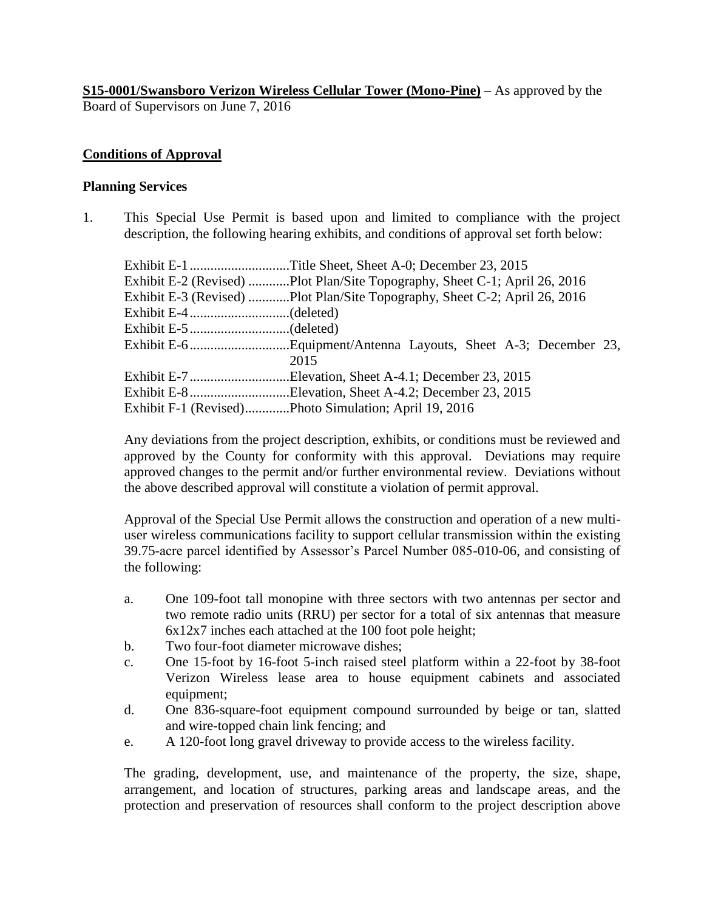**S15-0001/Swansboro Verizon Wireless Cellular Tower (Mono-Pine)** – As approved by the Board of Supervisors on June 7, 2016

## Conditions of Approval

### Planning Services

1. This Special Use Permit is based upon and limited to compliance with the project description, the following hearing exhibits, and conditions of approval set forth below:

   Exhibit E-1 ............................Title Sheet, Sheet A-0; December 23, 2015
   Exhibit E-2 (Revised) ...........Plot Plan/Site Topography, Sheet C-1; April 26, 2016
   Exhibit E-3 (Revised) ...........Plot Plan/Site Topography, Sheet C-2; April 26, 2016
   Exhibit E-4 ............................(deleted)
   Exhibit E-5 ............................(deleted)
   Exhibit E-6 ............................Equipment/Antenna Layouts, Sheet A-3; December 23, 2015
   Exhibit E-7 ............................Elevation, Sheet A-4.1; December 23, 2015
   Exhibit E-8 ............................Elevation, Sheet A-4.2; December 23, 2015
   Exhibit F-1 (Revised)............Photo Simulation; April 19, 2016

   Any deviations from the project description, exhibits, or conditions must be reviewed and approved by the County for conformity with this approval. Deviations may require approved changes to the permit and/or further environmental review. Deviations without the above described approval will constitute a violation of permit approval.

   Approval of the Special Use Permit allows the construction and operation of a new multi-user wireless communications facility to support cellular transmission within the existing 39.75-acre parcel identified by Assessor's Parcel Number 085-010-06, and consisting of the following:

   a. One 109-foot tall monopine with three sectors with two antennas per sector and two remote radio units (RRU) per sector for a total of six antennas that measure 6x12x7 inches each attached at the 100 foot pole height;
   b. Two four-foot diameter microwave dishes;
   c. One 15-foot by 16-foot 5-inch raised steel platform within a 22-foot by 38-foot Verizon Wireless lease area to house equipment cabinets and associated equipment;
   d. One 836-square-foot equipment compound surrounded by beige or tan, slatted and wire-topped chain link fencing; and
   e. A 120-foot long gravel driveway to provide access to the wireless facility.

   The grading, development, use, and maintenance of the property, the size, shape, arrangement, and location of structures, parking areas and landscape areas, and the protection and preservation of resources shall conform to the project description above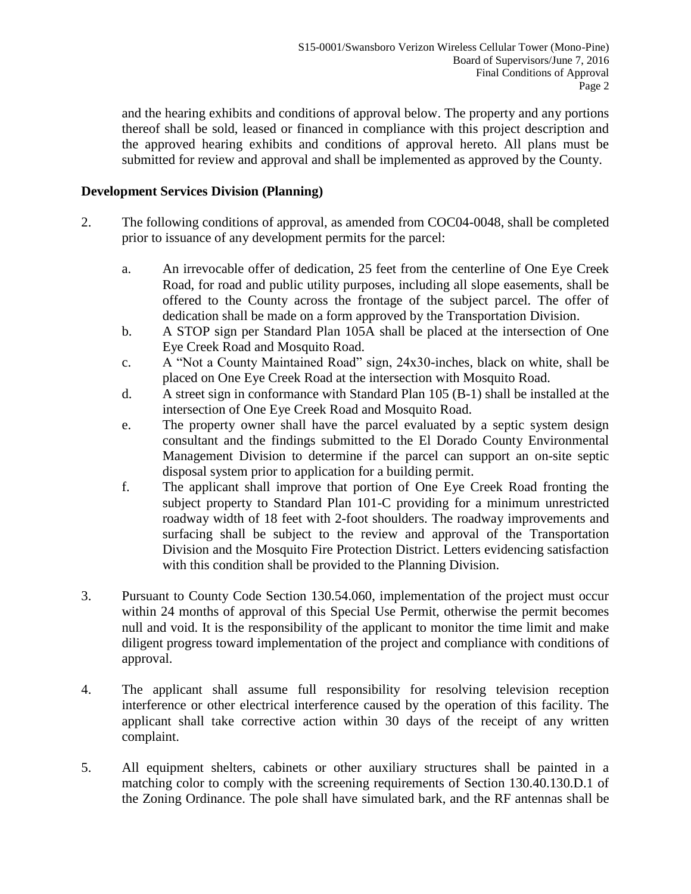and the hearing exhibits and conditions of approval below. The property and any portions thereof shall be sold, leased or financed in compliance with this project description and the approved hearing exhibits and conditions of approval hereto. All plans must be submitted for review and approval and shall be implemented as approved by the County.

**Development Services Division (Planning)**

2. The following conditions of approval, as amended from COC04-0048, shall be completed prior to issuance of any development permits for the parcel:

   a. An irrevocable offer of dedication, 25 feet from the centerline of One Eye Creek Road, for road and public utility purposes, including all slope easements, shall be offered to the County across the frontage of the subject parcel. The offer of dedication shall be made on a form approved by the Transportation Division.

   b. A STOP sign per Standard Plan 105A shall be placed at the intersection of One Eye Creek Road and Mosquito Road.

   c. A "Not a County Maintained Road" sign, 24x30-inches, black on white, shall be placed on One Eye Creek Road at the intersection with Mosquito Road.

   d. A street sign in conformance with Standard Plan 105 (B-1) shall be installed at the intersection of One Eye Creek Road and Mosquito Road.

   e. The property owner shall have the parcel evaluated by a septic system design consultant and the findings submitted to the El Dorado County Environmental Management Division to determine if the parcel can support an on-site septic disposal system prior to application for a building permit.

   f. The applicant shall improve that portion of One Eye Creek Road fronting the subject property to Standard Plan 101-C providing for a minimum unrestricted roadway width of 18 feet with 2-foot shoulders. The roadway improvements and surfacing shall be subject to the review and approval of the Transportation Division and the Mosquito Fire Protection District. Letters evidencing satisfaction with this condition shall be provided to the Planning Division.

3. Pursuant to County Code Section 130.54.060, implementation of the project must occur within 24 months of approval of this Special Use Permit, otherwise the permit becomes null and void. It is the responsibility of the applicant to monitor the time limit and make diligent progress toward implementation of the project and compliance with conditions of approval.

4. The applicant shall assume full responsibility for resolving television reception interference or other electrical interference caused by the operation of this facility. The applicant shall take corrective action within 30 days of the receipt of any written complaint.

5. All equipment shelters, cabinets or other auxiliary structures shall be painted in a matching color to comply with the screening requirements of Section 130.40.130.D.1 of the Zoning Ordinance. The pole shall have simulated bark, and the RF antennas shall be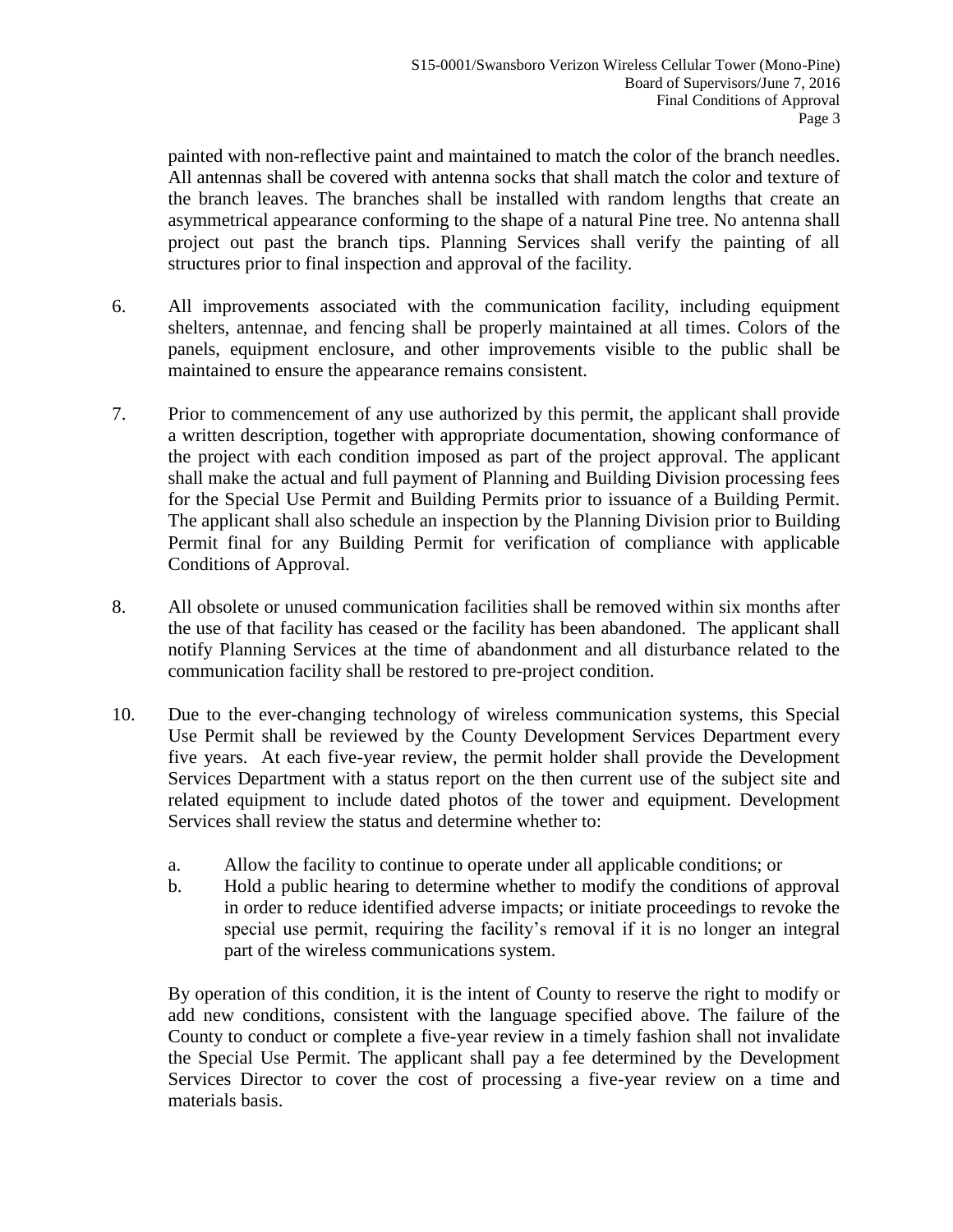painted with non-reflective paint and maintained to match the color of the branch needles. All antennas shall be covered with antenna socks that shall match the color and texture of the branch leaves. The branches shall be installed with random lengths that create an asymmetrical appearance conforming to the shape of a natural Pine tree. No antenna shall project out past the branch tips. Planning Services shall verify the painting of all structures prior to final inspection and approval of the facility.

6. All improvements associated with the communication facility, including equipment shelters, antennae, and fencing shall be properly maintained at all times. Colors of the panels, equipment enclosure, and other improvements visible to the public shall be maintained to ensure the appearance remains consistent.

7. Prior to commencement of any use authorized by this permit, the applicant shall provide a written description, together with appropriate documentation, showing conformance of the project with each condition imposed as part of the project approval. The applicant shall make the actual and full payment of Planning and Building Division processing fees for the Special Use Permit and Building Permits prior to issuance of a Building Permit. The applicant shall also schedule an inspection by the Planning Division prior to Building Permit final for any Building Permit for verification of compliance with applicable Conditions of Approval.

8. All obsolete or unused communication facilities shall be removed within six months after the use of that facility has ceased or the facility has been abandoned. The applicant shall notify Planning Services at the time of abandonment and all disturbance related to the communication facility shall be restored to pre-project condition.

10. Due to the ever-changing technology of wireless communication systems, this Special Use Permit shall be reviewed by the County Development Services Department every five years. At each five-year review, the permit holder shall provide the Development Services Department with a status report on the then current use of the subject site and related equipment to include dated photos of the tower and equipment. Development Services shall review the status and determine whether to:

    a. Allow the facility to continue to operate under all applicable conditions; or
    b. Hold a public hearing to determine whether to modify the conditions of approval in order to reduce identified adverse impacts; or initiate proceedings to revoke the special use permit, requiring the facility's removal if it is no longer an integral part of the wireless communications system.

    By operation of this condition, it is the intent of County to reserve the right to modify or add new conditions, consistent with the language specified above. The failure of the County to conduct or complete a five-year review in a timely fashion shall not invalidate the Special Use Permit. The applicant shall pay a fee determined by the Development Services Director to cover the cost of processing a five-year review on a time and materials basis.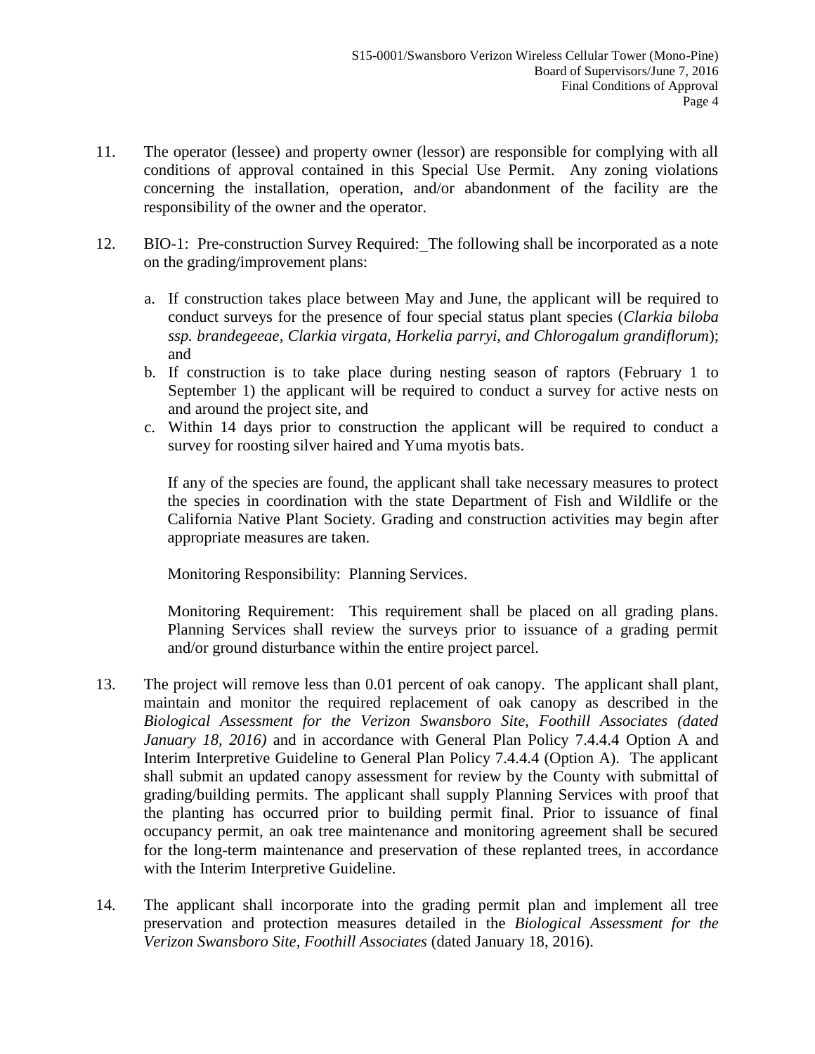11. The operator (lessee) and property owner (lessor) are responsible for complying with all conditions of approval contained in this Special Use Permit. Any zoning violations concerning the installation, operation, and/or abandonment of the facility are the responsibility of the owner and the operator.

12. BIO-1: Pre-construction Survey Required: The following shall be incorporated as a note on the grading/improvement plans:

    a. If construction takes place between May and June, the applicant will be required to conduct surveys for the presence of four special status plant species (*Clarkia biloba ssp. brandegeeae, Clarkia virgata, Horkelia parryi, and Chlorogalum grandiflorum*); and
    b. If construction is to take place during nesting season of raptors (February 1 to September 1) the applicant will be required to conduct a survey for active nests on and around the project site, and
    c. Within 14 days prior to construction the applicant will be required to conduct a survey for roosting silver haired and Yuma myotis bats.

    If any of the species are found, the applicant shall take necessary measures to protect the species in coordination with the state Department of Fish and Wildlife or the California Native Plant Society. Grading and construction activities may begin after appropriate measures are taken.

    Monitoring Responsibility: Planning Services.

    Monitoring Requirement: This requirement shall be placed on all grading plans. Planning Services shall review the surveys prior to issuance of a grading permit and/or ground disturbance within the entire project parcel.

13. The project will remove less than 0.01 percent of oak canopy. The applicant shall plant, maintain and monitor the required replacement of oak canopy as described in the *Biological Assessment for the Verizon Swansboro Site, Foothill Associates (dated January 18, 2016)* and in accordance with General Plan Policy 7.4.4.4 Option A and Interim Interpretive Guideline to General Plan Policy 7.4.4.4 (Option A). The applicant shall submit an updated canopy assessment for review by the County with submittal of grading/building permits. The applicant shall supply Planning Services with proof that the planting has occurred prior to building permit final. Prior to issuance of final occupancy permit, an oak tree maintenance and monitoring agreement shall be secured for the long-term maintenance and preservation of these replanted trees, in accordance with the Interim Interpretive Guideline.

14. The applicant shall incorporate into the grading permit plan and implement all tree preservation and protection measures detailed in the *Biological Assessment for the Verizon Swansboro Site, Foothill Associates* (dated January 18, 2016).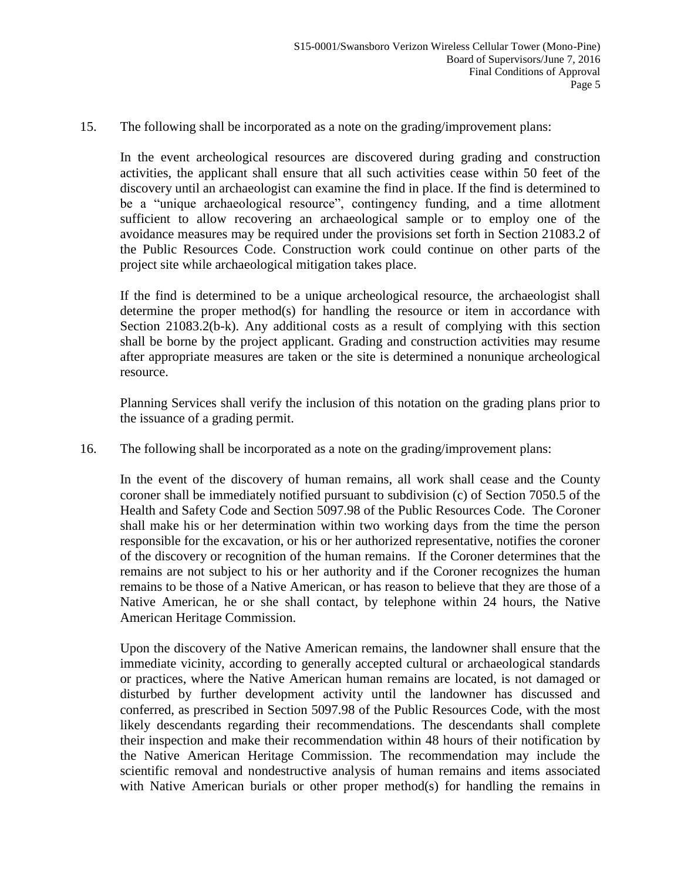15. The following shall be incorporated as a note on the grading/improvement plans:

    In the event archeological resources are discovered during grading and construction activities, the applicant shall ensure that all such activities cease within 50 feet of the discovery until an archaeologist can examine the find in place. If the find is determined to be a "unique archaeological resource", contingency funding, and a time allotment sufficient to allow recovering an archaeological sample or to employ one of the avoidance measures may be required under the provisions set forth in Section 21083.2 of the Public Resources Code. Construction work could continue on other parts of the project site while archaeological mitigation takes place.

    If the find is determined to be a unique archeological resource, the archaeologist shall determine the proper method(s) for handling the resource or item in accordance with Section 21083.2(b-k). Any additional costs as a result of complying with this section shall be borne by the project applicant. Grading and construction activities may resume after appropriate measures are taken or the site is determined a nonunique archeological resource.

    Planning Services shall verify the inclusion of this notation on the grading plans prior to the issuance of a grading permit.

16. The following shall be incorporated as a note on the grading/improvement plans:

    In the event of the discovery of human remains, all work shall cease and the County coroner shall be immediately notified pursuant to subdivision (c) of Section 7050.5 of the Health and Safety Code and Section 5097.98 of the Public Resources Code. The Coroner shall make his or her determination within two working days from the time the person responsible for the excavation, or his or her authorized representative, notifies the coroner of the discovery or recognition of the human remains. If the Coroner determines that the remains are not subject to his or her authority and if the Coroner recognizes the human remains to be those of a Native American, or has reason to believe that they are those of a Native American, he or she shall contact, by telephone within 24 hours, the Native American Heritage Commission.

    Upon the discovery of the Native American remains, the landowner shall ensure that the immediate vicinity, according to generally accepted cultural or archaeological standards or practices, where the Native American human remains are located, is not damaged or disturbed by further development activity until the landowner has discussed and conferred, as prescribed in Section 5097.98 of the Public Resources Code, with the most likely descendants regarding their recommendations. The descendants shall complete their inspection and make their recommendation within 48 hours of their notification by the Native American Heritage Commission. The recommendation may include the scientific removal and nondestructive analysis of human remains and items associated with Native American burials or other proper method(s) for handling the remains in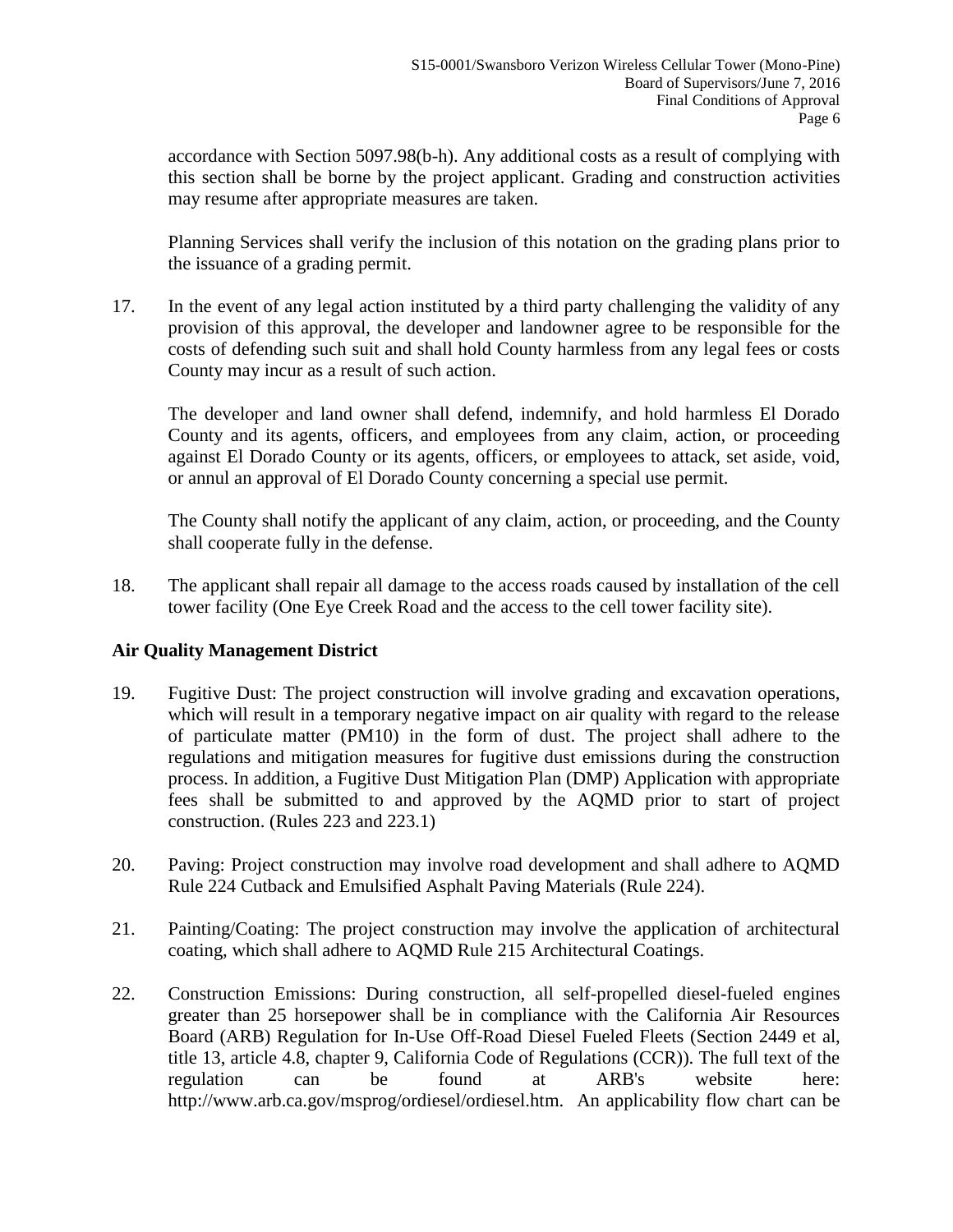accordance with Section 5097.98(b-h). Any additional costs as a result of complying with this section shall be borne by the project applicant. Grading and construction activities may resume after appropriate measures are taken.

Planning Services shall verify the inclusion of this notation on the grading plans prior to the issuance of a grading permit.

17. In the event of any legal action instituted by a third party challenging the validity of any provision of this approval, the developer and landowner agree to be responsible for the costs of defending such suit and shall hold County harmless from any legal fees or costs County may incur as a result of such action.

    The developer and land owner shall defend, indemnify, and hold harmless El Dorado County and its agents, officers, and employees from any claim, action, or proceeding against El Dorado County or its agents, officers, or employees to attack, set aside, void, or annul an approval of El Dorado County concerning a special use permit.

    The County shall notify the applicant of any claim, action, or proceeding, and the County shall cooperate fully in the defense.

18. The applicant shall repair all damage to the access roads caused by installation of the cell tower facility (One Eye Creek Road and the access to the cell tower facility site).

**Air Quality Management District**

19. Fugitive Dust: The project construction will involve grading and excavation operations, which will result in a temporary negative impact on air quality with regard to the release of particulate matter (PM10) in the form of dust. The project shall adhere to the regulations and mitigation measures for fugitive dust emissions during the construction process. In addition, a Fugitive Dust Mitigation Plan (DMP) Application with appropriate fees shall be submitted to and approved by the AQMD prior to start of project construction. (Rules 223 and 223.1)

20. Paving: Project construction may involve road development and shall adhere to AQMD Rule 224 Cutback and Emulsified Asphalt Paving Materials (Rule 224).

21. Painting/Coating: The project construction may involve the application of architectural coating, which shall adhere to AQMD Rule 215 Architectural Coatings.

22. Construction Emissions: During construction, all self-propelled diesel-fueled engines greater than 25 horsepower shall be in compliance with the California Air Resources Board (ARB) Regulation for In-Use Off-Road Diesel Fueled Fleets (Section 2449 et al, title 13, article 4.8, chapter 9, California Code of Regulations (CCR)). The full text of the regulation can be found at ARB's website here: http://www.arb.ca.gov/msprog/ordiesel/ordiesel.htm. An applicability flow chart can be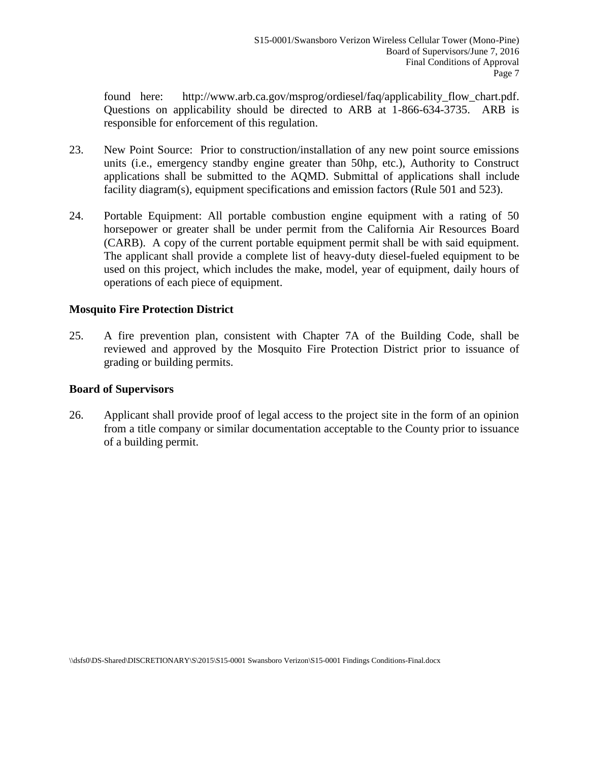found here: http://www.arb.ca.gov/msprog/ordiesel/faq/applicability_flow_chart.pdf. Questions on applicability should be directed to ARB at 1-866-634-3735. ARB is responsible for enforcement of this regulation.

23. New Point Source: Prior to construction/installation of any new point source emissions units (i.e., emergency standby engine greater than 50hp, etc.), Authority to Construct applications shall be submitted to the AQMD. Submittal of applications shall include facility diagram(s), equipment specifications and emission factors (Rule 501 and 523).

24. Portable Equipment: All portable combustion engine equipment with a rating of 50 horsepower or greater shall be under permit from the California Air Resources Board (CARB). A copy of the current portable equipment permit shall be with said equipment. The applicant shall provide a complete list of heavy-duty diesel-fueled equipment to be used on this project, which includes the make, model, year of equipment, daily hours of operations of each piece of equipment.

**Mosquito Fire Protection District**

25. A fire prevention plan, consistent with Chapter 7A of the Building Code, shall be reviewed and approved by the Mosquito Fire Protection District prior to issuance of grading or building permits.

**Board of Supervisors**

26. Applicant shall provide proof of legal access to the project site in the form of an opinion from a title company or similar documentation acceptable to the County prior to issuance of a building permit.